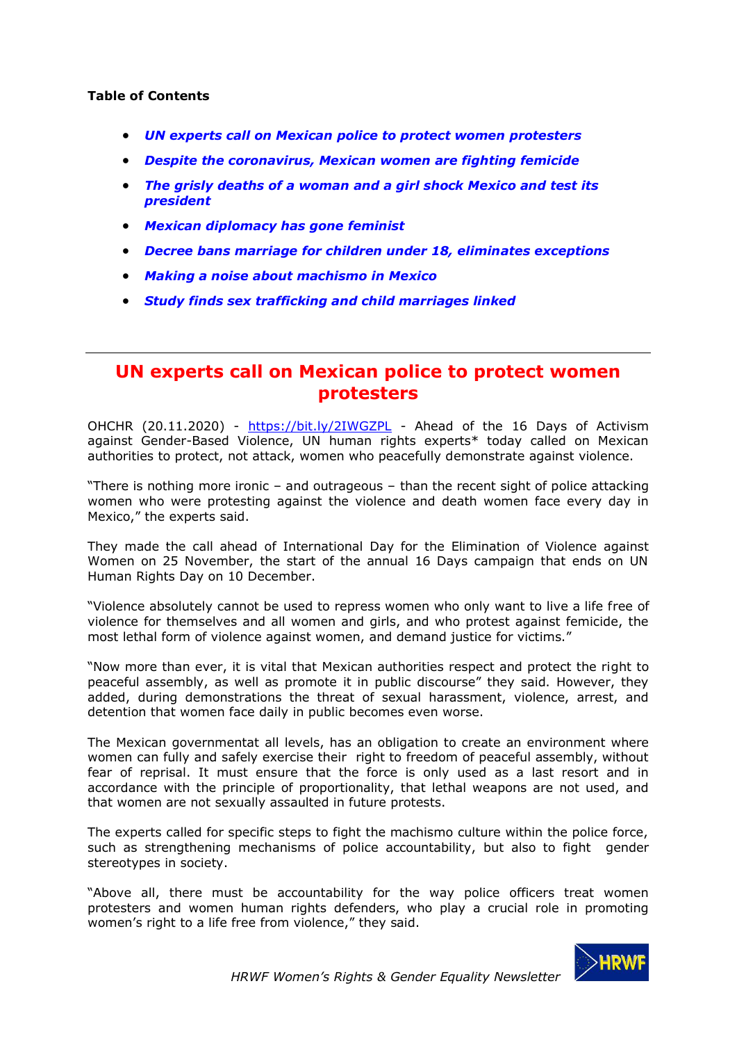**Table of Contents**

- ***UN experts call on Mexican police to protect women protesters***
- ***Despite the coronavirus, Mexican women are fighting femicide***
- ***The grisly deaths of a woman and a girl shock Mexico and test its president***
- ***Mexican diplomacy has gone feminist***
- ***Decree bans marriage for children under 18, eliminates exceptions***
- ***Making a noise about machismo in Mexico***
- ***Study finds sex trafficking and child marriages linked***

---

# UN experts call on Mexican police to protect women protesters

OHCHR (20.11.2020) - https://bit.ly/2IWGZPL - Ahead of the 16 Days of Activism against Gender-Based Violence, UN human rights experts* today called on Mexican authorities to protect, not attack, women who peacefully demonstrate against violence.

"There is nothing more ironic – and outrageous – than the recent sight of police attacking women who were protesting against the violence and death women face every day in Mexico," the experts said.

They made the call ahead of International Day for the Elimination of Violence against Women on 25 November, the start of the annual 16 Days campaign that ends on UN Human Rights Day on 10 December.

"Violence absolutely cannot be used to repress women who only want to live a life free of violence for themselves and all women and girls, and who protest against femicide, the most lethal form of violence against women, and demand justice for victims."

"Now more than ever, it is vital that Mexican authorities respect and protect the right to peaceful assembly, as well as promote it in public discourse" they said. However, they added, during demonstrations the threat of sexual harassment, violence, arrest, and detention that women face daily in public becomes even worse.

The Mexican governmentat all levels, has an obligation to create an environment where women can fully and safely exercise their right to freedom of peaceful assembly, without fear of reprisal. It must ensure that the force is only used as a last resort and in accordance with the principle of proportionality, that lethal weapons are not used, and that women are not sexually assaulted in future protests.

The experts called for specific steps to fight the machismo culture within the police force, such as strengthening mechanisms of police accountability, but also to fight gender stereotypes in society.

"Above all, there must be accountability for the way police officers treat women protesters and women human rights defenders, who play a crucial role in promoting women's right to a life free from violence," they said.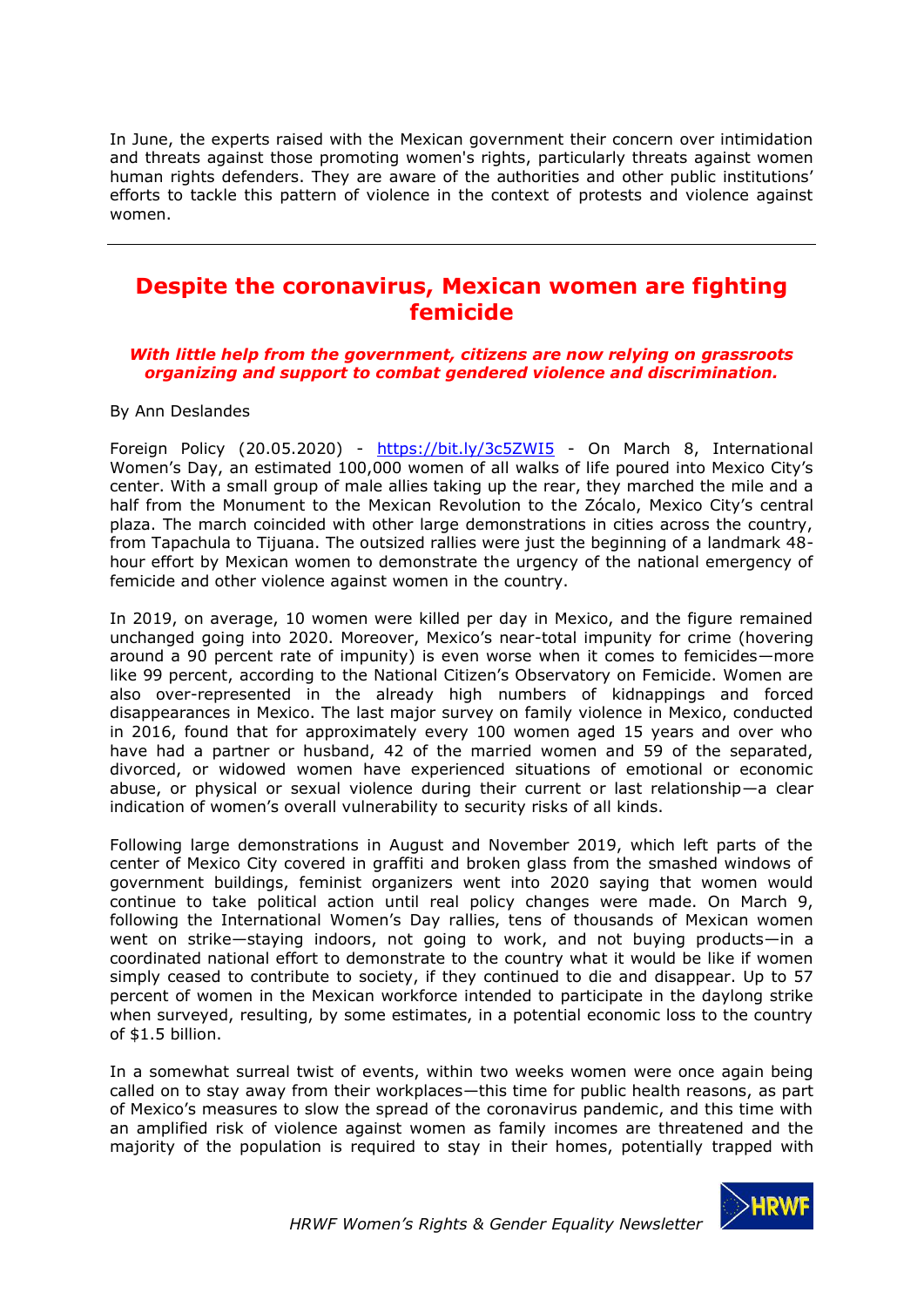In June, the experts raised with the Mexican government their concern over intimidation and threats against those promoting women's rights, particularly threats against women human rights defenders. They are aware of the authorities and other public institutions' efforts to tackle this pattern of violence in the context of protests and violence against women.

---

## Despite the coronavirus, Mexican women are fighting femicide

***With little help from the government, citizens are now relying on grassroots organizing and support to combat gendered violence and discrimination.***

By Ann Deslandes

Foreign Policy (20.05.2020) - https://bit.ly/3c5ZWI5 - On March 8, International Women's Day, an estimated 100,000 women of all walks of life poured into Mexico City's center. With a small group of male allies taking up the rear, they marched the mile and a half from the Monument to the Mexican Revolution to the Zócalo, Mexico City's central plaza. The march coincided with other large demonstrations in cities across the country, from Tapachula to Tijuana. The outsized rallies were just the beginning of a landmark 48-hour effort by Mexican women to demonstrate the urgency of the national emergency of femicide and other violence against women in the country.

In 2019, on average, 10 women were killed per day in Mexico, and the figure remained unchanged going into 2020. Moreover, Mexico's near-total impunity for crime (hovering around a 90 percent rate of impunity) is even worse when it comes to femicides—more like 99 percent, according to the National Citizen's Observatory on Femicide. Women are also over-represented in the already high numbers of kidnappings and forced disappearances in Mexico. The last major survey on family violence in Mexico, conducted in 2016, found that for approximately every 100 women aged 15 years and over who have had a partner or husband, 42 of the married women and 59 of the separated, divorced, or widowed women have experienced situations of emotional or economic abuse, or physical or sexual violence during their current or last relationship—a clear indication of women's overall vulnerability to security risks of all kinds.

Following large demonstrations in August and November 2019, which left parts of the center of Mexico City covered in graffiti and broken glass from the smashed windows of government buildings, feminist organizers went into 2020 saying that women would continue to take political action until real policy changes were made. On March 9, following the International Women's Day rallies, tens of thousands of Mexican women went on strike—staying indoors, not going to work, and not buying products—in a coordinated national effort to demonstrate to the country what it would be like if women simply ceased to contribute to society, if they continued to die and disappear. Up to 57 percent of women in the Mexican workforce intended to participate in the daylong strike when surveyed, resulting, by some estimates, in a potential economic loss to the country of $1.5 billion.

In a somewhat surreal twist of events, within two weeks women were once again being called on to stay away from their workplaces—this time for public health reasons, as part of Mexico's measures to slow the spread of the coronavirus pandemic, and this time with an amplified risk of violence against women as family incomes are threatened and the majority of the population is required to stay in their homes, potentially trapped with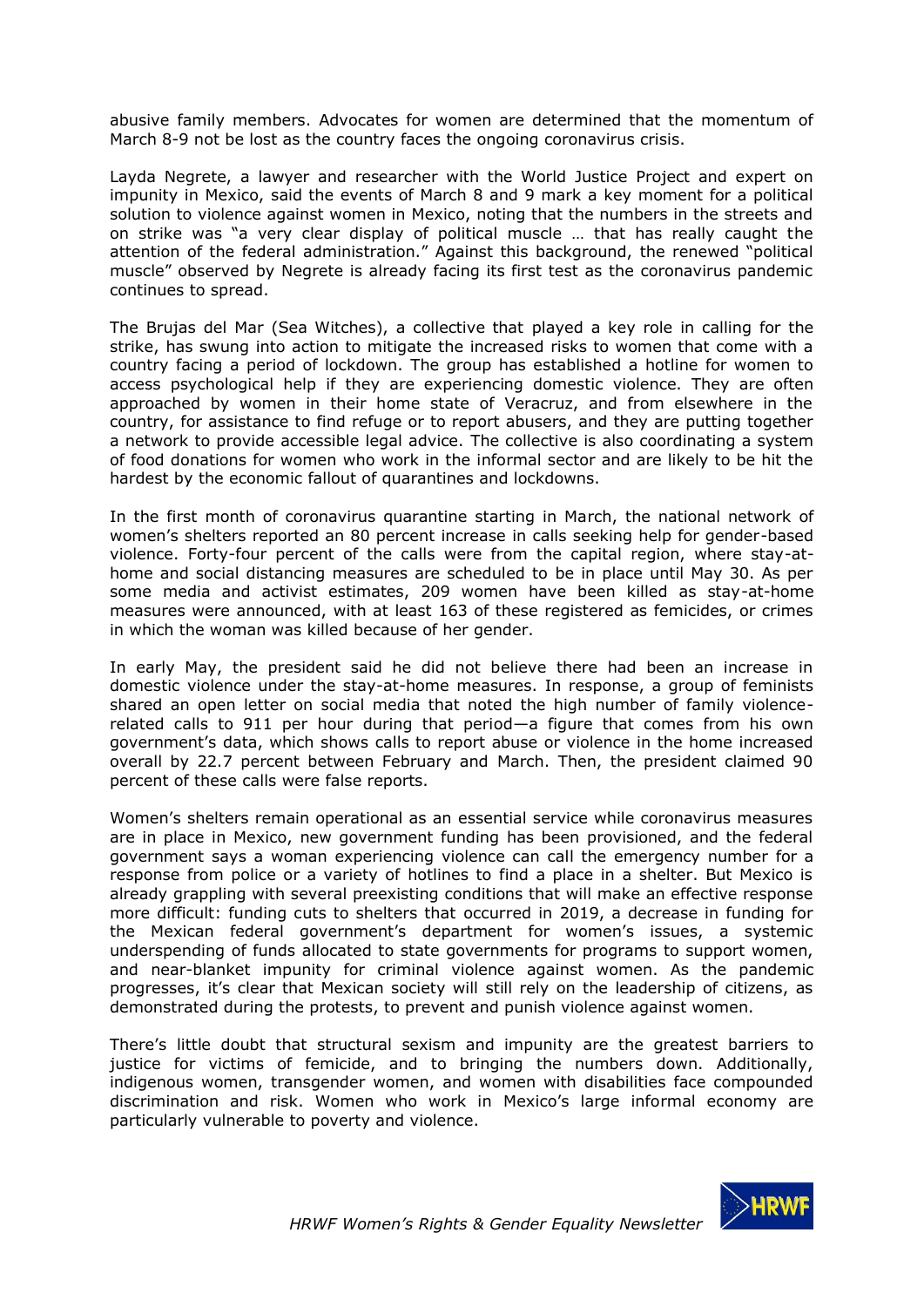abusive family members. Advocates for women are determined that the momentum of March 8-9 not be lost as the country faces the ongoing coronavirus crisis.

Layda Negrete, a lawyer and researcher with the World Justice Project and expert on impunity in Mexico, said the events of March 8 and 9 mark a key moment for a political solution to violence against women in Mexico, noting that the numbers in the streets and on strike was "a very clear display of political muscle … that has really caught the attention of the federal administration." Against this background, the renewed "political muscle" observed by Negrete is already facing its first test as the coronavirus pandemic continues to spread.

The Brujas del Mar (Sea Witches), a collective that played a key role in calling for the strike, has swung into action to mitigate the increased risks to women that come with a country facing a period of lockdown. The group has established a hotline for women to access psychological help if they are experiencing domestic violence. They are often approached by women in their home state of Veracruz, and from elsewhere in the country, for assistance to find refuge or to report abusers, and they are putting together a network to provide accessible legal advice. The collective is also coordinating a system of food donations for women who work in the informal sector and are likely to be hit the hardest by the economic fallout of quarantines and lockdowns.

In the first month of coronavirus quarantine starting in March, the national network of women's shelters reported an 80 percent increase in calls seeking help for gender-based violence. Forty-four percent of the calls were from the capital region, where stay-at-home and social distancing measures are scheduled to be in place until May 30. As per some media and activist estimates, 209 women have been killed as stay-at-home measures were announced, with at least 163 of these registered as femicides, or crimes in which the woman was killed because of her gender.

In early May, the president said he did not believe there had been an increase in domestic violence under the stay-at-home measures. In response, a group of feminists shared an open letter on social media that noted the high number of family violence-related calls to 911 per hour during that period—a figure that comes from his own government's data, which shows calls to report abuse or violence in the home increased overall by 22.7 percent between February and March. Then, the president claimed 90 percent of these calls were false reports.

Women's shelters remain operational as an essential service while coronavirus measures are in place in Mexico, new government funding has been provisioned, and the federal government says a woman experiencing violence can call the emergency number for a response from police or a variety of hotlines to find a place in a shelter. But Mexico is already grappling with several preexisting conditions that will make an effective response more difficult: funding cuts to shelters that occurred in 2019, a decrease in funding for the Mexican federal government's department for women's issues, a systemic underspending of funds allocated to state governments for programs to support women, and near-blanket impunity for criminal violence against women. As the pandemic progresses, it's clear that Mexican society will still rely on the leadership of citizens, as demonstrated during the protests, to prevent and punish violence against women.

There's little doubt that structural sexism and impunity are the greatest barriers to justice for victims of femicide, and to bringing the numbers down. Additionally, indigenous women, transgender women, and women with disabilities face compounded discrimination and risk. Women who work in Mexico's large informal economy are particularly vulnerable to poverty and violence.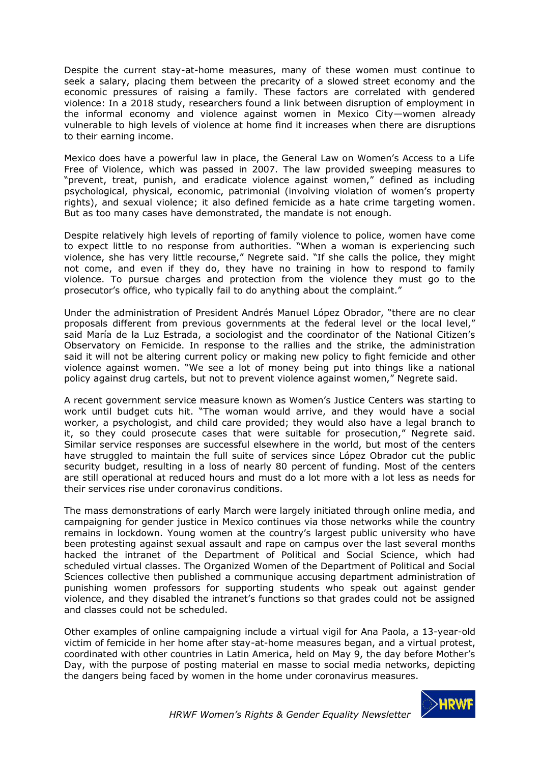Despite the current stay-at-home measures, many of these women must continue to seek a salary, placing them between the precarity of a slowed street economy and the economic pressures of raising a family. These factors are correlated with gendered violence: In a 2018 study, researchers found a link between disruption of employment in the informal economy and violence against women in Mexico City—women already vulnerable to high levels of violence at home find it increases when there are disruptions to their earning income.

Mexico does have a powerful law in place, the General Law on Women's Access to a Life Free of Violence, which was passed in 2007. The law provided sweeping measures to "prevent, treat, punish, and eradicate violence against women," defined as including psychological, physical, economic, patrimonial (involving violation of women's property rights), and sexual violence; it also defined femicide as a hate crime targeting women. But as too many cases have demonstrated, the mandate is not enough.

Despite relatively high levels of reporting of family violence to police, women have come to expect little to no response from authorities. "When a woman is experiencing such violence, she has very little recourse," Negrete said. "If she calls the police, they might not come, and even if they do, they have no training in how to respond to family violence. To pursue charges and protection from the violence they must go to the prosecutor's office, who typically fail to do anything about the complaint."

Under the administration of President Andrés Manuel López Obrador, "there are no clear proposals different from previous governments at the federal level or the local level," said María de la Luz Estrada, a sociologist and the coordinator of the National Citizen's Observatory on Femicide. In response to the rallies and the strike, the administration said it will not be altering current policy or making new policy to fight femicide and other violence against women. "We see a lot of money being put into things like a national policy against drug cartels, but not to prevent violence against women," Negrete said.

A recent government service measure known as Women's Justice Centers was starting to work until budget cuts hit. "The woman would arrive, and they would have a social worker, a psychologist, and child care provided; they would also have a legal branch to it, so they could prosecute cases that were suitable for prosecution," Negrete said. Similar service responses are successful elsewhere in the world, but most of the centers have struggled to maintain the full suite of services since López Obrador cut the public security budget, resulting in a loss of nearly 80 percent of funding. Most of the centers are still operational at reduced hours and must do a lot more with a lot less as needs for their services rise under coronavirus conditions.

The mass demonstrations of early March were largely initiated through online media, and campaigning for gender justice in Mexico continues via those networks while the country remains in lockdown. Young women at the country's largest public university who have been protesting against sexual assault and rape on campus over the last several months hacked the intranet of the Department of Political and Social Science, which had scheduled virtual classes. The Organized Women of the Department of Political and Social Sciences collective then published a communique accusing department administration of punishing women professors for supporting students who speak out against gender violence, and they disabled the intranet's functions so that grades could not be assigned and classes could not be scheduled.

Other examples of online campaigning include a virtual vigil for Ana Paola, a 13-year-old victim of femicide in her home after stay-at-home measures began, and a virtual protest, coordinated with other countries in Latin America, held on May 9, the day before Mother's Day, with the purpose of posting material en masse to social media networks, depicting the dangers being faced by women in the home under coronavirus measures.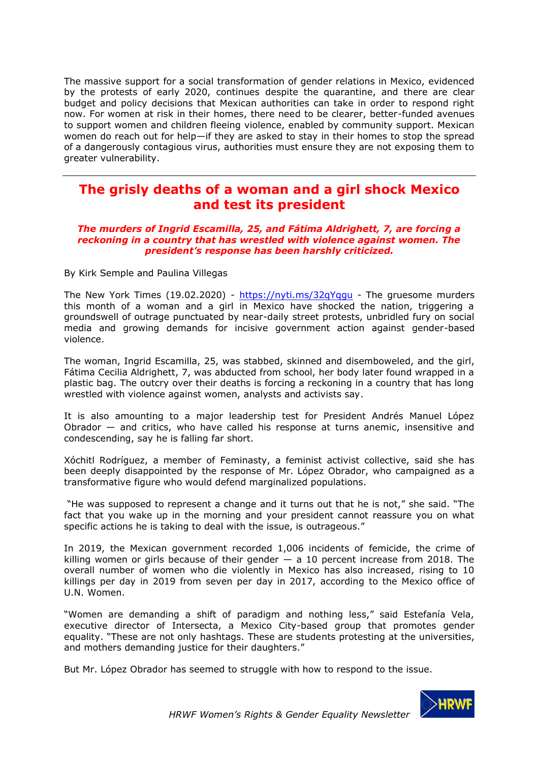The massive support for a social transformation of gender relations in Mexico, evidenced by the protests of early 2020, continues despite the quarantine, and there are clear budget and policy decisions that Mexican authorities can take in order to respond right now. For women at risk in their homes, there need to be clearer, better-funded avenues to support women and children fleeing violence, enabled by community support. Mexican women do reach out for help—if they are asked to stay in their homes to stop the spread of a dangerously contagious virus, authorities must ensure they are not exposing them to greater vulnerability.

---

## The grisly deaths of a woman and a girl shock Mexico and test its president

***The murders of Ingrid Escamilla, 25, and Fátima Aldrighett, 7, are forcing a reckoning in a country that has wrestled with violence against women. The president's response has been harshly criticized.***

By Kirk Semple and Paulina Villegas

The New York Times (19.02.2020) - https://nyti.ms/32qYqgu - The gruesome murders this month of a woman and a girl in Mexico have shocked the nation, triggering a groundswell of outrage punctuated by near-daily street protests, unbridled fury on social media and growing demands for incisive government action against gender-based violence.

The woman, Ingrid Escamilla, 25, was stabbed, skinned and disemboweled, and the girl, Fátima Cecilia Aldrighett, 7, was abducted from school, her body later found wrapped in a plastic bag. The outcry over their deaths is forcing a reckoning in a country that has long wrestled with violence against women, analysts and activists say.

It is also amounting to a major leadership test for President Andrés Manuel López Obrador — and critics, who have called his response at turns anemic, insensitive and condescending, say he is falling far short.

Xóchitl Rodríguez, a member of Feminasty, a feminist activist collective, said she has been deeply disappointed by the response of Mr. López Obrador, who campaigned as a transformative figure who would defend marginalized populations.

"He was supposed to represent a change and it turns out that he is not," she said. "The fact that you wake up in the morning and your president cannot reassure you on what specific actions he is taking to deal with the issue, is outrageous."

In 2019, the Mexican government recorded 1,006 incidents of femicide, the crime of killing women or girls because of their gender — a 10 percent increase from 2018. The overall number of women who die violently in Mexico has also increased, rising to 10 killings per day in 2019 from seven per day in 2017, according to the Mexico office of U.N. Women.

"Women are demanding a shift of paradigm and nothing less," said Estefanía Vela, executive director of Intersecta, a Mexico City-based group that promotes gender equality. "These are not only hashtags. These are students protesting at the universities, and mothers demanding justice for their daughters."

But Mr. López Obrador has seemed to struggle with how to respond to the issue.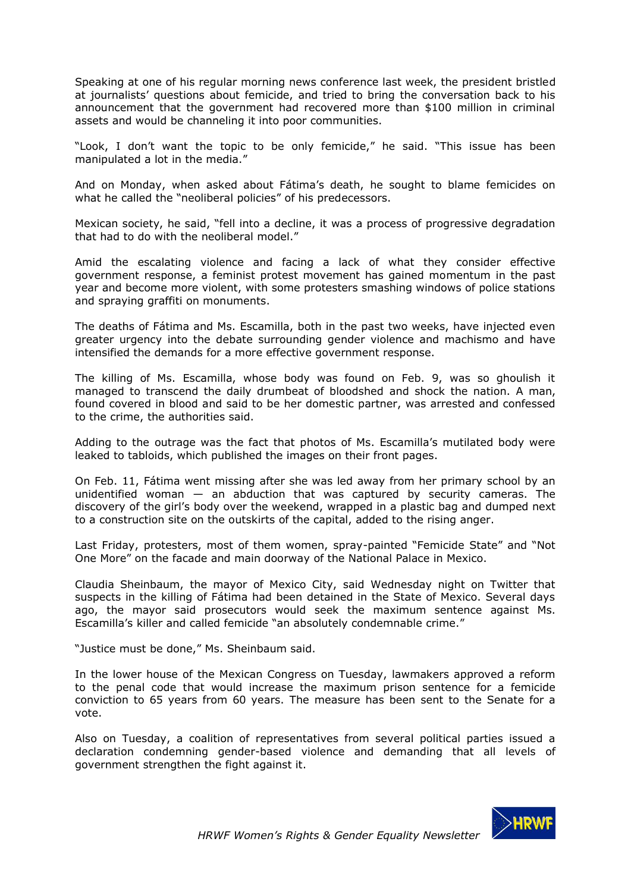Speaking at one of his regular morning news conference last week, the president bristled at journalists' questions about femicide, and tried to bring the conversation back to his announcement that the government had recovered more than $100 million in criminal assets and would be channeling it into poor communities.

"Look, I don't want the topic to be only femicide," he said. "This issue has been manipulated a lot in the media."

And on Monday, when asked about Fátima's death, he sought to blame femicides on what he called the "neoliberal policies" of his predecessors.

Mexican society, he said, "fell into a decline, it was a process of progressive degradation that had to do with the neoliberal model."

Amid the escalating violence and facing a lack of what they consider effective government response, a feminist protest movement has gained momentum in the past year and become more violent, with some protesters smashing windows of police stations and spraying graffiti on monuments.

The deaths of Fátima and Ms. Escamilla, both in the past two weeks, have injected even greater urgency into the debate surrounding gender violence and machismo and have intensified the demands for a more effective government response.

The killing of Ms. Escamilla, whose body was found on Feb. 9, was so ghoulish it managed to transcend the daily drumbeat of bloodshed and shock the nation. A man, found covered in blood and said to be her domestic partner, was arrested and confessed to the crime, the authorities said.

Adding to the outrage was the fact that photos of Ms. Escamilla's mutilated body were leaked to tabloids, which published the images on their front pages.

On Feb. 11, Fátima went missing after she was led away from her primary school by an unidentified woman — an abduction that was captured by security cameras. The discovery of the girl's body over the weekend, wrapped in a plastic bag and dumped next to a construction site on the outskirts of the capital, added to the rising anger.

Last Friday, protesters, most of them women, spray-painted "Femicide State" and "Not One More" on the facade and main doorway of the National Palace in Mexico.

Claudia Sheinbaum, the mayor of Mexico City, said Wednesday night on Twitter that suspects in the killing of Fátima had been detained in the State of Mexico. Several days ago, the mayor said prosecutors would seek the maximum sentence against Ms. Escamilla's killer and called femicide "an absolutely condemnable crime."

"Justice must be done," Ms. Sheinbaum said.

In the lower house of the Mexican Congress on Tuesday, lawmakers approved a reform to the penal code that would increase the maximum prison sentence for a femicide conviction to 65 years from 60 years. The measure has been sent to the Senate for a vote.

Also on Tuesday, a coalition of representatives from several political parties issued a declaration condemning gender-based violence and demanding that all levels of government strengthen the fight against it.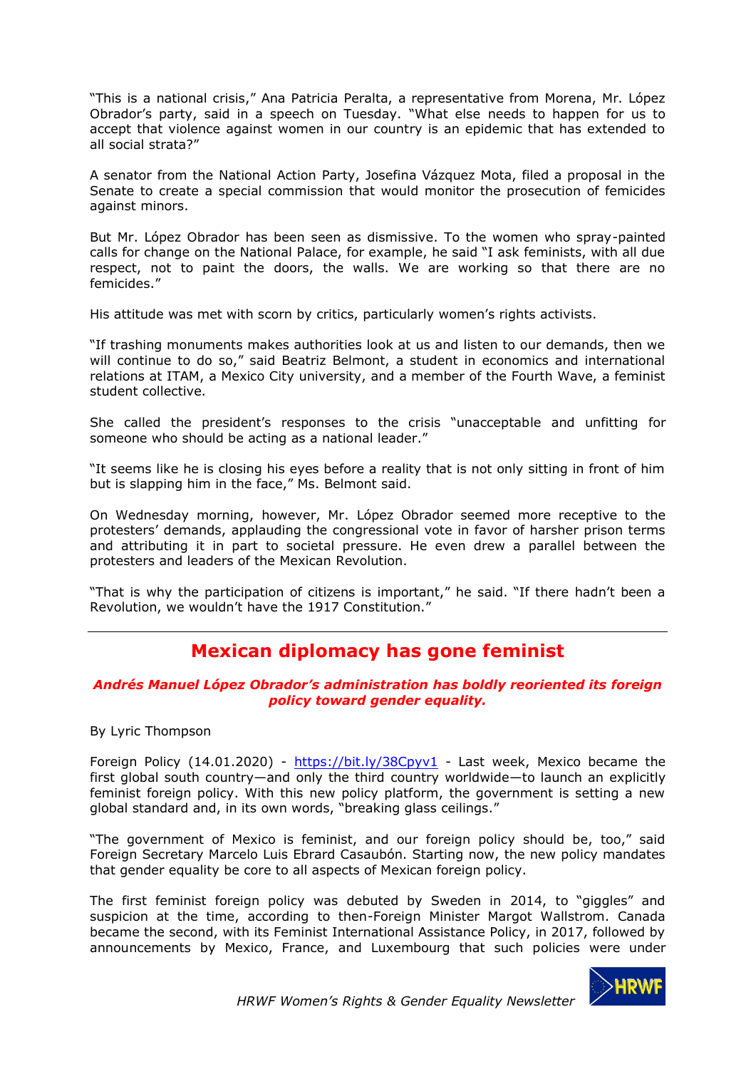"This is a national crisis," Ana Patricia Peralta, a representative from Morena, Mr. López Obrador's party, said in a speech on Tuesday. "What else needs to happen for us to accept that violence against women in our country is an epidemic that has extended to all social strata?"

A senator from the National Action Party, Josefina Vázquez Mota, filed a proposal in the Senate to create a special commission that would monitor the prosecution of femicides against minors.

But Mr. López Obrador has been seen as dismissive. To the women who spray-painted calls for change on the National Palace, for example, he said "I ask feminists, with all due respect, not to paint the doors, the walls. We are working so that there are no femicides."

His attitude was met with scorn by critics, particularly women's rights activists.

"If trashing monuments makes authorities look at us and listen to our demands, then we will continue to do so," said Beatriz Belmont, a student in economics and international relations at ITAM, a Mexico City university, and a member of the Fourth Wave, a feminist student collective.

She called the president's responses to the crisis "unacceptable and unfitting for someone who should be acting as a national leader."

"It seems like he is closing his eyes before a reality that is not only sitting in front of him but is slapping him in the face," Ms. Belmont said.

On Wednesday morning, however, Mr. López Obrador seemed more receptive to the protesters' demands, applauding the congressional vote in favor of harsher prison terms and attributing it in part to societal pressure. He even drew a parallel between the protesters and leaders of the Mexican Revolution.

"That is why the participation of citizens is important," he said. "If there hadn't been a Revolution, we wouldn't have the 1917 Constitution."

---

## Mexican diplomacy has gone feminist

***Andrés Manuel López Obrador's administration has boldly reoriented its foreign policy toward gender equality.***

By Lyric Thompson

Foreign Policy (14.01.2020) - https://bit.ly/38Cpyv1 - Last week, Mexico became the first global south country—and only the third country worldwide—to launch an explicitly feminist foreign policy. With this new policy platform, the government is setting a new global standard and, in its own words, "breaking glass ceilings."

"The government of Mexico is feminist, and our foreign policy should be, too," said Foreign Secretary Marcelo Luis Ebrard Casaubón. Starting now, the new policy mandates that gender equality be core to all aspects of Mexican foreign policy.

The first feminist foreign policy was debuted by Sweden in 2014, to "giggles" and suspicion at the time, according to then-Foreign Minister Margot Wallstrom. Canada became the second, with its Feminist International Assistance Policy, in 2017, followed by announcements by Mexico, France, and Luxembourg that such policies were under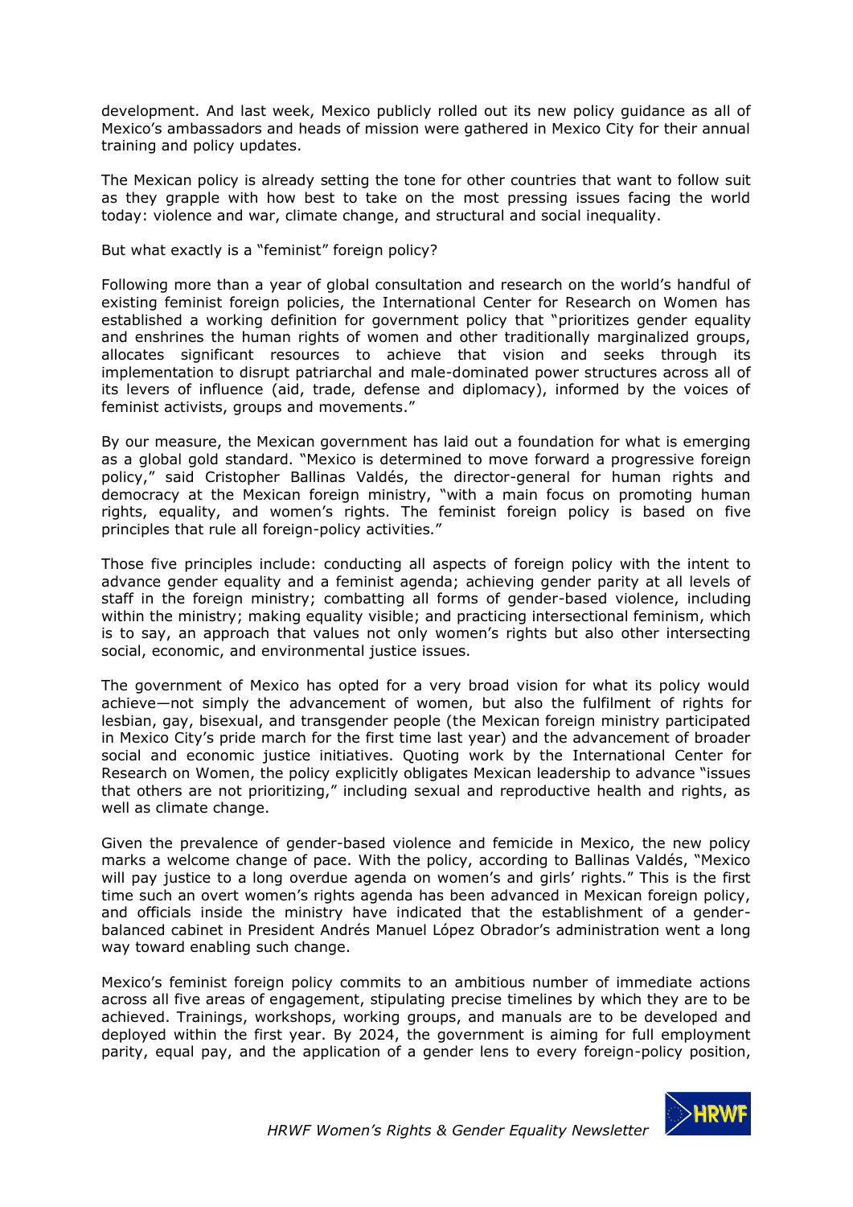development. And last week, Mexico publicly rolled out its new policy guidance as all of Mexico's ambassadors and heads of mission were gathered in Mexico City for their annual training and policy updates.

The Mexican policy is already setting the tone for other countries that want to follow suit as they grapple with how best to take on the most pressing issues facing the world today: violence and war, climate change, and structural and social inequality.

But what exactly is a "feminist" foreign policy?

Following more than a year of global consultation and research on the world's handful of existing feminist foreign policies, the International Center for Research on Women has established a working definition for government policy that "prioritizes gender equality and enshrines the human rights of women and other traditionally marginalized groups, allocates significant resources to achieve that vision and seeks through its implementation to disrupt patriarchal and male-dominated power structures across all of its levers of influence (aid, trade, defense and diplomacy), informed by the voices of feminist activists, groups and movements."

By our measure, the Mexican government has laid out a foundation for what is emerging as a global gold standard. "Mexico is determined to move forward a progressive foreign policy," said Cristopher Ballinas Valdés, the director-general for human rights and democracy at the Mexican foreign ministry, "with a main focus on promoting human rights, equality, and women's rights. The feminist foreign policy is based on five principles that rule all foreign-policy activities."

Those five principles include: conducting all aspects of foreign policy with the intent to advance gender equality and a feminist agenda; achieving gender parity at all levels of staff in the foreign ministry; combatting all forms of gender-based violence, including within the ministry; making equality visible; and practicing intersectional feminism, which is to say, an approach that values not only women's rights but also other intersecting social, economic, and environmental justice issues.

The government of Mexico has opted for a very broad vision for what its policy would achieve—not simply the advancement of women, but also the fulfilment of rights for lesbian, gay, bisexual, and transgender people (the Mexican foreign ministry participated in Mexico City's pride march for the first time last year) and the advancement of broader social and economic justice initiatives. Quoting work by the International Center for Research on Women, the policy explicitly obligates Mexican leadership to advance "issues that others are not prioritizing," including sexual and reproductive health and rights, as well as climate change.

Given the prevalence of gender-based violence and femicide in Mexico, the new policy marks a welcome change of pace. With the policy, according to Ballinas Valdés, "Mexico will pay justice to a long overdue agenda on women's and girls' rights." This is the first time such an overt women's rights agenda has been advanced in Mexican foreign policy, and officials inside the ministry have indicated that the establishment of a gender-balanced cabinet in President Andrés Manuel López Obrador's administration went a long way toward enabling such change.

Mexico's feminist foreign policy commits to an ambitious number of immediate actions across all five areas of engagement, stipulating precise timelines by which they are to be achieved. Trainings, workshops, working groups, and manuals are to be developed and deployed within the first year. By 2024, the government is aiming for full employment parity, equal pay, and the application of a gender lens to every foreign-policy position,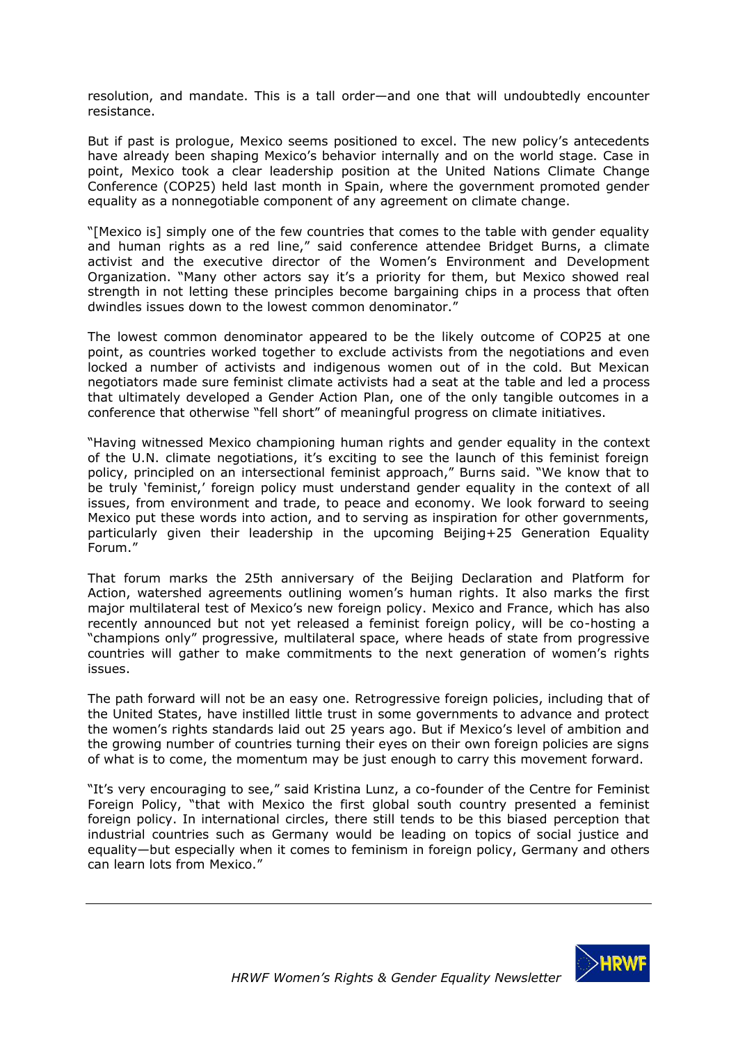resolution, and mandate. This is a tall order—and one that will undoubtedly encounter resistance.

But if past is prologue, Mexico seems positioned to excel. The new policy's antecedents have already been shaping Mexico's behavior internally and on the world stage. Case in point, Mexico took a clear leadership position at the United Nations Climate Change Conference (COP25) held last month in Spain, where the government promoted gender equality as a nonnegotiable component of any agreement on climate change.

"[Mexico is] simply one of the few countries that comes to the table with gender equality and human rights as a red line," said conference attendee Bridget Burns, a climate activist and the executive director of the Women's Environment and Development Organization. "Many other actors say it's a priority for them, but Mexico showed real strength in not letting these principles become bargaining chips in a process that often dwindles issues down to the lowest common denominator."

The lowest common denominator appeared to be the likely outcome of COP25 at one point, as countries worked together to exclude activists from the negotiations and even locked a number of activists and indigenous women out of in the cold. But Mexican negotiators made sure feminist climate activists had a seat at the table and led a process that ultimately developed a Gender Action Plan, one of the only tangible outcomes in a conference that otherwise "fell short" of meaningful progress on climate initiatives.

"Having witnessed Mexico championing human rights and gender equality in the context of the U.N. climate negotiations, it's exciting to see the launch of this feminist foreign policy, principled on an intersectional feminist approach," Burns said. "We know that to be truly 'feminist,' foreign policy must understand gender equality in the context of all issues, from environment and trade, to peace and economy. We look forward to seeing Mexico put these words into action, and to serving as inspiration for other governments, particularly given their leadership in the upcoming Beijing+25 Generation Equality Forum."

That forum marks the 25th anniversary of the Beijing Declaration and Platform for Action, watershed agreements outlining women's human rights. It also marks the first major multilateral test of Mexico's new foreign policy. Mexico and France, which has also recently announced but not yet released a feminist foreign policy, will be co-hosting a "champions only" progressive, multilateral space, where heads of state from progressive countries will gather to make commitments to the next generation of women's rights issues.

The path forward will not be an easy one. Retrogressive foreign policies, including that of the United States, have instilled little trust in some governments to advance and protect the women's rights standards laid out 25 years ago. But if Mexico's level of ambition and the growing number of countries turning their eyes on their own foreign policies are signs of what is to come, the momentum may be just enough to carry this movement forward.

"It's very encouraging to see," said Kristina Lunz, a co-founder of the Centre for Feminist Foreign Policy, "that with Mexico the first global south country presented a feminist foreign policy. In international circles, there still tends to be this biased perception that industrial countries such as Germany would be leading on topics of social justice and equality—but especially when it comes to feminism in foreign policy, Germany and others can learn lots from Mexico."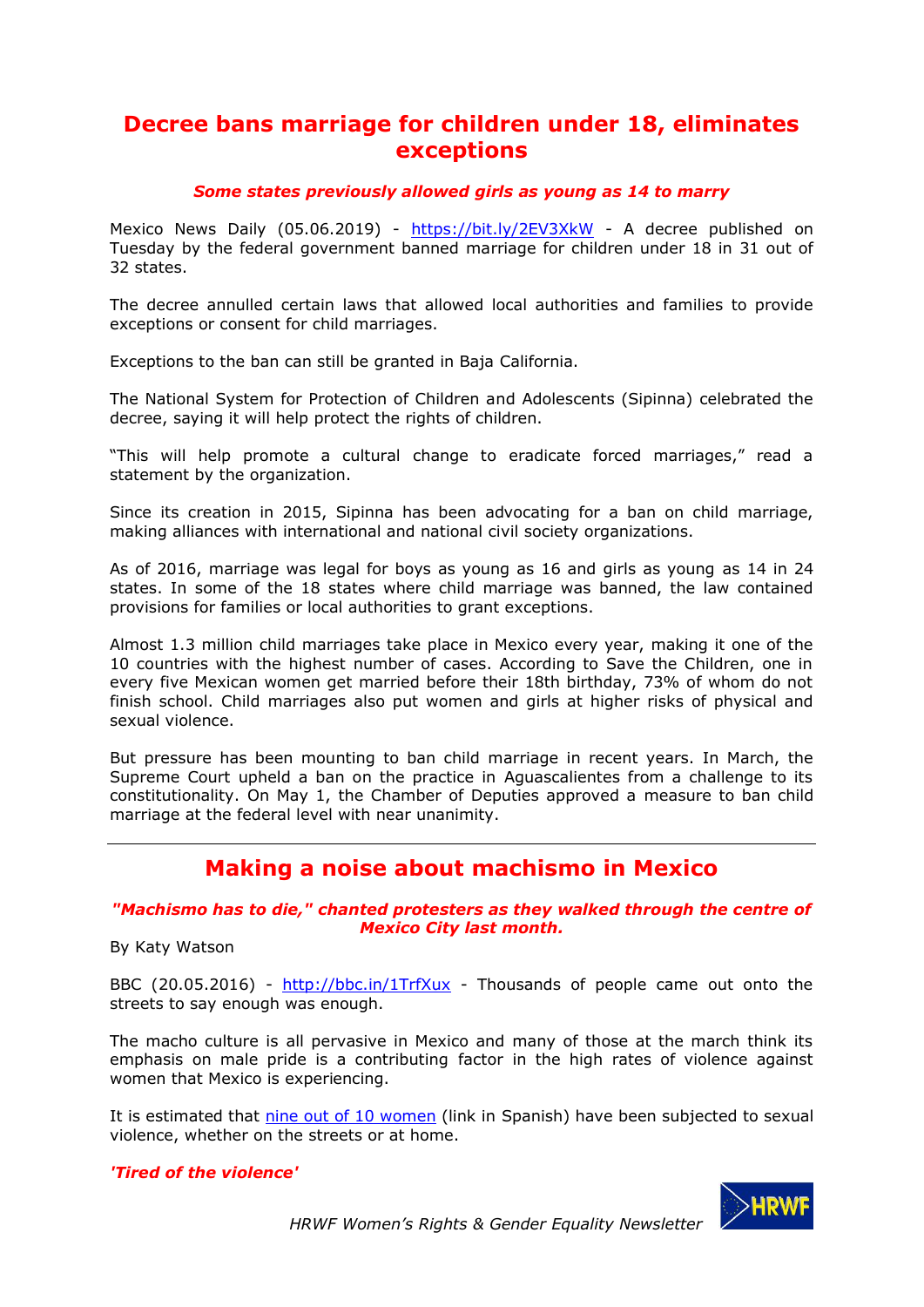## Decree bans marriage for children under 18, eliminates exceptions

***Some states previously allowed girls as young as 14 to marry***

Mexico News Daily (05.06.2019) - https://bit.ly/2EV3XkW - A decree published on Tuesday by the federal government banned marriage for children under 18 in 31 out of 32 states.

The decree annulled certain laws that allowed local authorities and families to provide exceptions or consent for child marriages.

Exceptions to the ban can still be granted in Baja California.

The National System for Protection of Children and Adolescents (Sipinna) celebrated the decree, saying it will help protect the rights of children.

"This will help promote a cultural change to eradicate forced marriages," read a statement by the organization.

Since its creation in 2015, Sipinna has been advocating for a ban on child marriage, making alliances with international and national civil society organizations.

As of 2016, marriage was legal for boys as young as 16 and girls as young as 14 in 24 states. In some of the 18 states where child marriage was banned, the law contained provisions for families or local authorities to grant exceptions.

Almost 1.3 million child marriages take place in Mexico every year, making it one of the 10 countries with the highest number of cases. According to Save the Children, one in every five Mexican women get married before their 18th birthday, 73% of whom do not finish school. Child marriages also put women and girls at higher risks of physical and sexual violence.

But pressure has been mounting to ban child marriage in recent years. In March, the Supreme Court upheld a ban on the practice in Aguascalientes from a challenge to its constitutionality. On May 1, the Chamber of Deputies approved a measure to ban child marriage at the federal level with near unanimity.

---

## Making a noise about machismo in Mexico

***"Machismo has to die," chanted protesters as they walked through the centre of Mexico City last month.***

By Katy Watson

BBC (20.05.2016) - http://bbc.in/1TrfXux - Thousands of people came out onto the streets to say enough was enough.

The macho culture is all pervasive in Mexico and many of those at the march think its emphasis on male pride is a contributing factor in the high rates of violence against women that Mexico is experiencing.

It is estimated that nine out of 10 women (link in Spanish) have been subjected to sexual violence, whether on the streets or at home.

***'Tired of the violence'***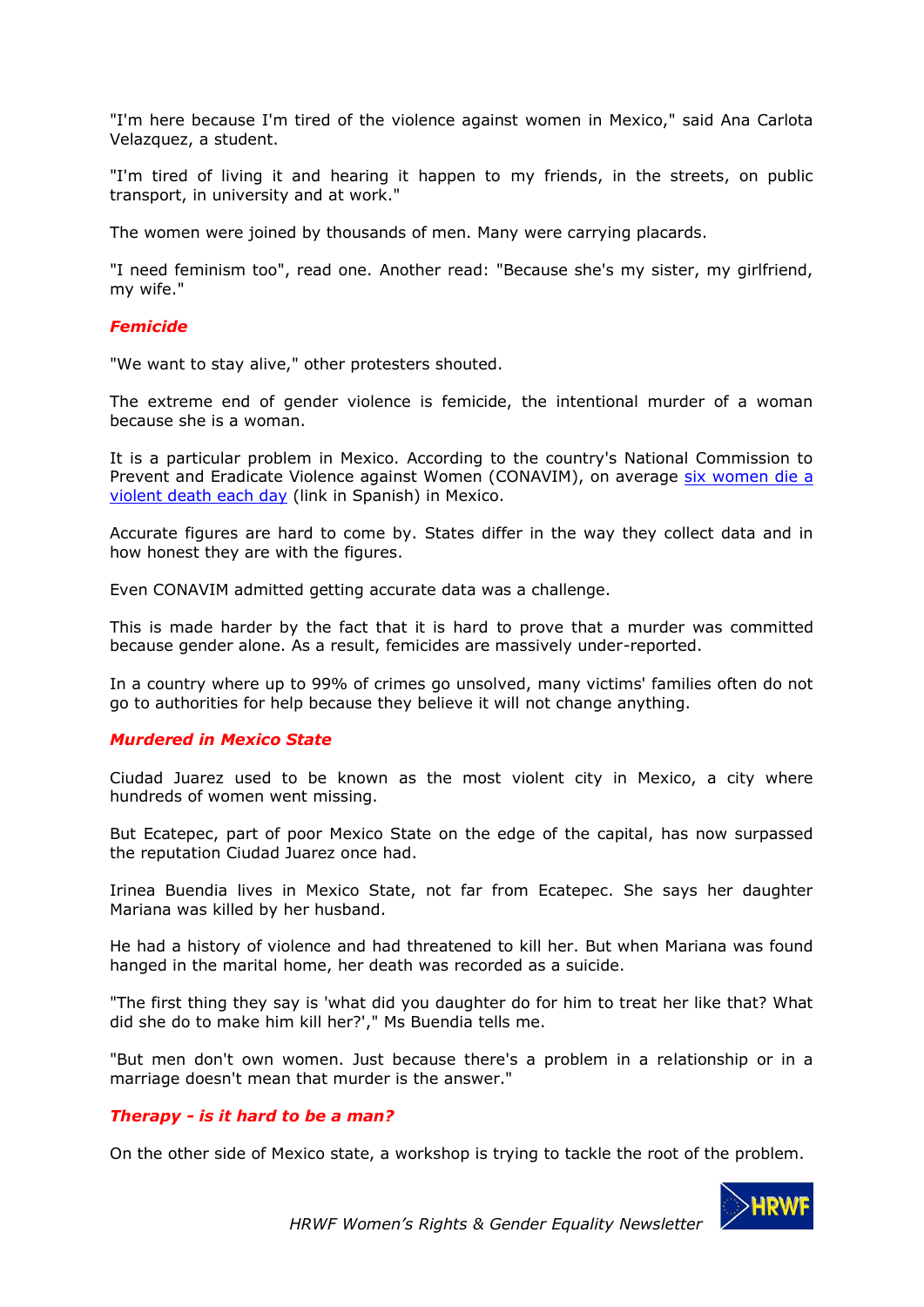"I'm here because I'm tired of the violence against women in Mexico," said Ana Carlota Velazquez, a student.

"I'm tired of living it and hearing it happen to my friends, in the streets, on public transport, in university and at work."

The women were joined by thousands of men. Many were carrying placards.

"I need feminism too", read one. Another read: "Because she's my sister, my girlfriend, my wife."

### *Femicide*

"We want to stay alive," other protesters shouted.

The extreme end of gender violence is femicide, the intentional murder of a woman because she is a woman.

It is a particular problem in Mexico. According to the country's National Commission to Prevent and Eradicate Violence against Women (CONAVIM), on average six women die a violent death each day (link in Spanish) in Mexico.

Accurate figures are hard to come by. States differ in the way they collect data and in how honest they are with the figures.

Even CONAVIM admitted getting accurate data was a challenge.

This is made harder by the fact that it is hard to prove that a murder was committed because gender alone. As a result, femicides are massively under-reported.

In a country where up to 99% of crimes go unsolved, many victims' families often do not go to authorities for help because they believe it will not change anything.

### *Murdered in Mexico State*

Ciudad Juarez used to be known as the most violent city in Mexico, a city where hundreds of women went missing.

But Ecatepec, part of poor Mexico State on the edge of the capital, has now surpassed the reputation Ciudad Juarez once had.

Irinea Buendia lives in Mexico State, not far from Ecatepec. She says her daughter Mariana was killed by her husband.

He had a history of violence and had threatened to kill her. But when Mariana was found hanged in the marital home, her death was recorded as a suicide.

"The first thing they say is 'what did you daughter do for him to treat her like that? What did she do to make him kill her?'," Ms Buendia tells me.

"But men don't own women. Just because there's a problem in a relationship or in a marriage doesn't mean that murder is the answer."

### *Therapy - is it hard to be a man?*

On the other side of Mexico state, a workshop is trying to tackle the root of the problem.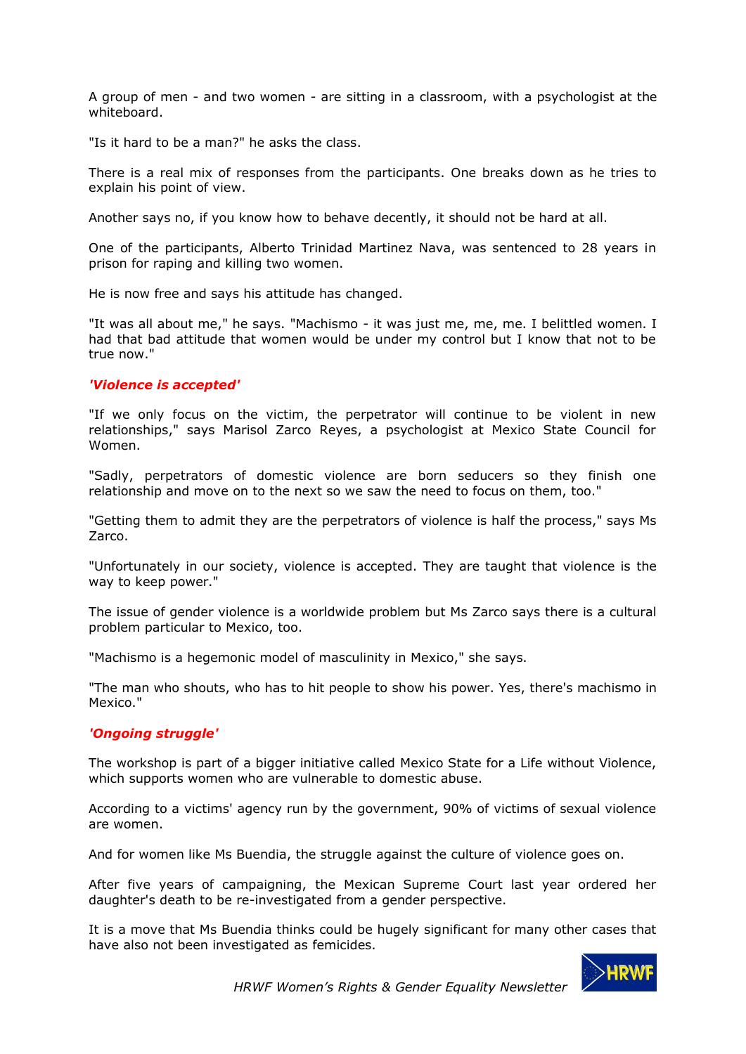A group of men - and two women - are sitting in a classroom, with a psychologist at the whiteboard.

"Is it hard to be a man?" he asks the class.

There is a real mix of responses from the participants. One breaks down as he tries to explain his point of view.

Another says no, if you know how to behave decently, it should not be hard at all.

One of the participants, Alberto Trinidad Martinez Nava, was sentenced to 28 years in prison for raping and killing two women.

He is now free and says his attitude has changed.

"It was all about me," he says. "Machismo - it was just me, me, me. I belittled women. I had that bad attitude that women would be under my control but I know that not to be true now."

***'Violence is accepted'***

"If we only focus on the victim, the perpetrator will continue to be violent in new relationships," says Marisol Zarco Reyes, a psychologist at Mexico State Council for Women.

"Sadly, perpetrators of domestic violence are born seducers so they finish one relationship and move on to the next so we saw the need to focus on them, too."

"Getting them to admit they are the perpetrators of violence is half the process," says Ms Zarco.

"Unfortunately in our society, violence is accepted. They are taught that violence is the way to keep power."

The issue of gender violence is a worldwide problem but Ms Zarco says there is a cultural problem particular to Mexico, too.

"Machismo is a hegemonic model of masculinity in Mexico," she says.

"The man who shouts, who has to hit people to show his power. Yes, there's machismo in Mexico."

***'Ongoing struggle'***

The workshop is part of a bigger initiative called Mexico State for a Life without Violence, which supports women who are vulnerable to domestic abuse.

According to a victims' agency run by the government, 90% of victims of sexual violence are women.

And for women like Ms Buendia, the struggle against the culture of violence goes on.

After five years of campaigning, the Mexican Supreme Court last year ordered her daughter's death to be re-investigated from a gender perspective.

It is a move that Ms Buendia thinks could be hugely significant for many other cases that have also not been investigated as femicides.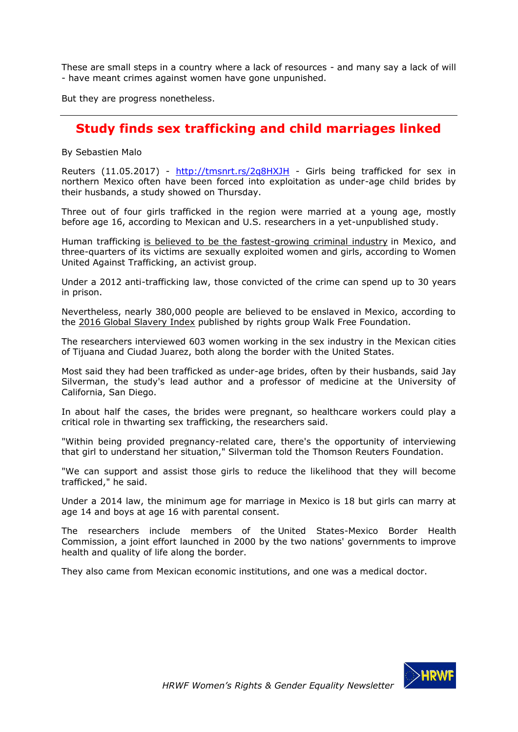These are small steps in a country where a lack of resources - and many say a lack of will - have meant crimes against women have gone unpunished.

But they are progress nonetheless.

---

## Study finds sex trafficking and child marriages linked

By Sebastien Malo

Reuters (11.05.2017) - http://tmsnrt.rs/2q8HXJH - Girls being trafficked for sex in northern Mexico often have been forced into exploitation as under-age child brides by their husbands, a study showed on Thursday.

Three out of four girls trafficked in the region were married at a young age, mostly before age 16, according to Mexican and U.S. researchers in a yet-unpublished study.

Human trafficking is believed to be the fastest-growing criminal industry in Mexico, and three-quarters of its victims are sexually exploited women and girls, according to Women United Against Trafficking, an activist group.

Under a 2012 anti-trafficking law, those convicted of the crime can spend up to 30 years in prison.

Nevertheless, nearly 380,000 people are believed to be enslaved in Mexico, according to the 2016 Global Slavery Index published by rights group Walk Free Foundation.

The researchers interviewed 603 women working in the sex industry in the Mexican cities of Tijuana and Ciudad Juarez, both along the border with the United States.

Most said they had been trafficked as under-age brides, often by their husbands, said Jay Silverman, the study's lead author and a professor of medicine at the University of California, San Diego.

In about half the cases, the brides were pregnant, so healthcare workers could play a critical role in thwarting sex trafficking, the researchers said.

"Within being provided pregnancy-related care, there's the opportunity of interviewing that girl to understand her situation," Silverman told the Thomson Reuters Foundation.

"We can support and assist those girls to reduce the likelihood that they will become trafficked," he said.

Under a 2014 law, the minimum age for marriage in Mexico is 18 but girls can marry at age 14 and boys at age 16 with parental consent.

The researchers include members of the United States-Mexico Border Health Commission, a joint effort launched in 2000 by the two nations' governments to improve health and quality of life along the border.

They also came from Mexican economic institutions, and one was a medical doctor.